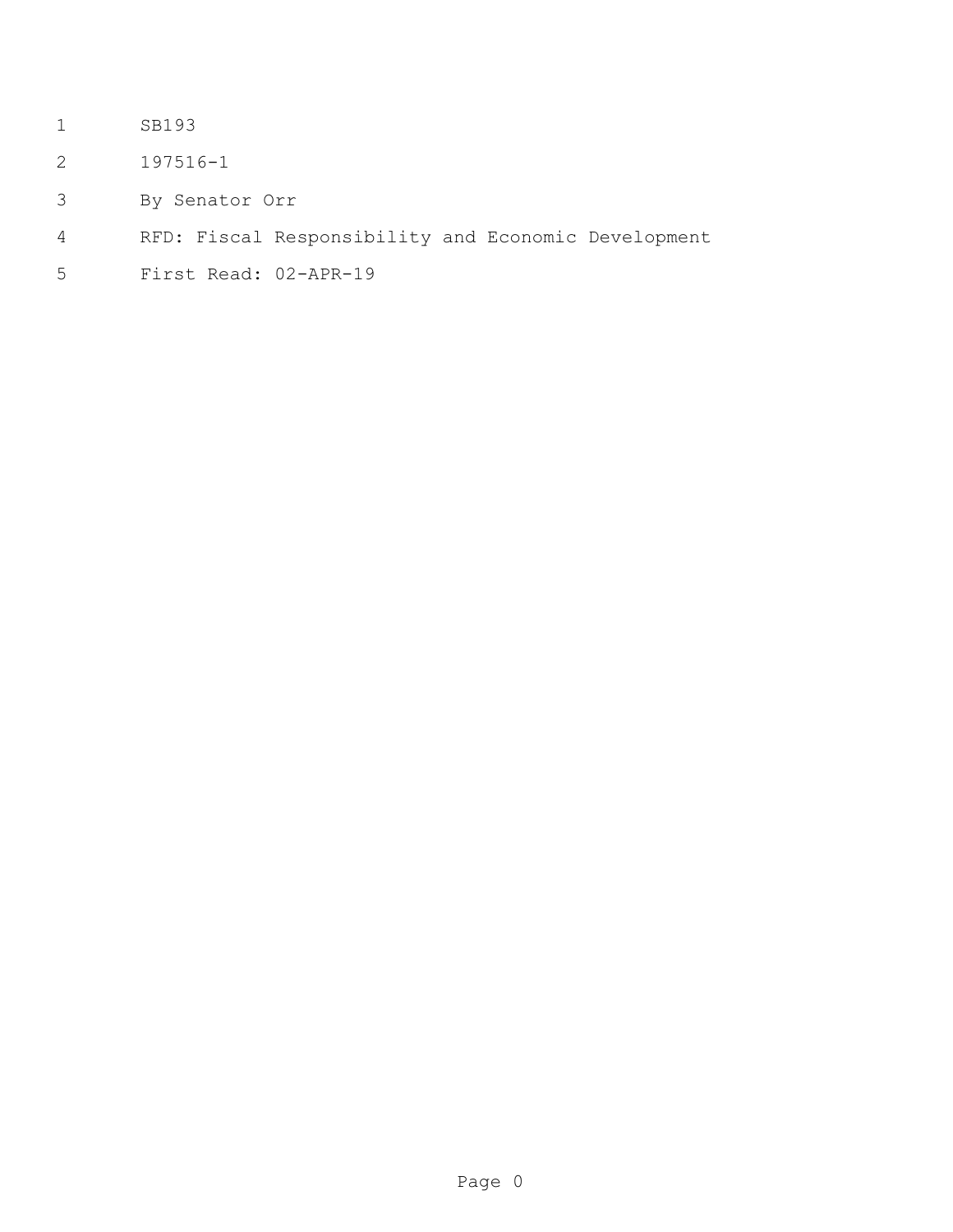SB193

197516-1

By Senator Orr

RFD: Fiscal Responsibility and Economic Development

First Read: 02-APR-19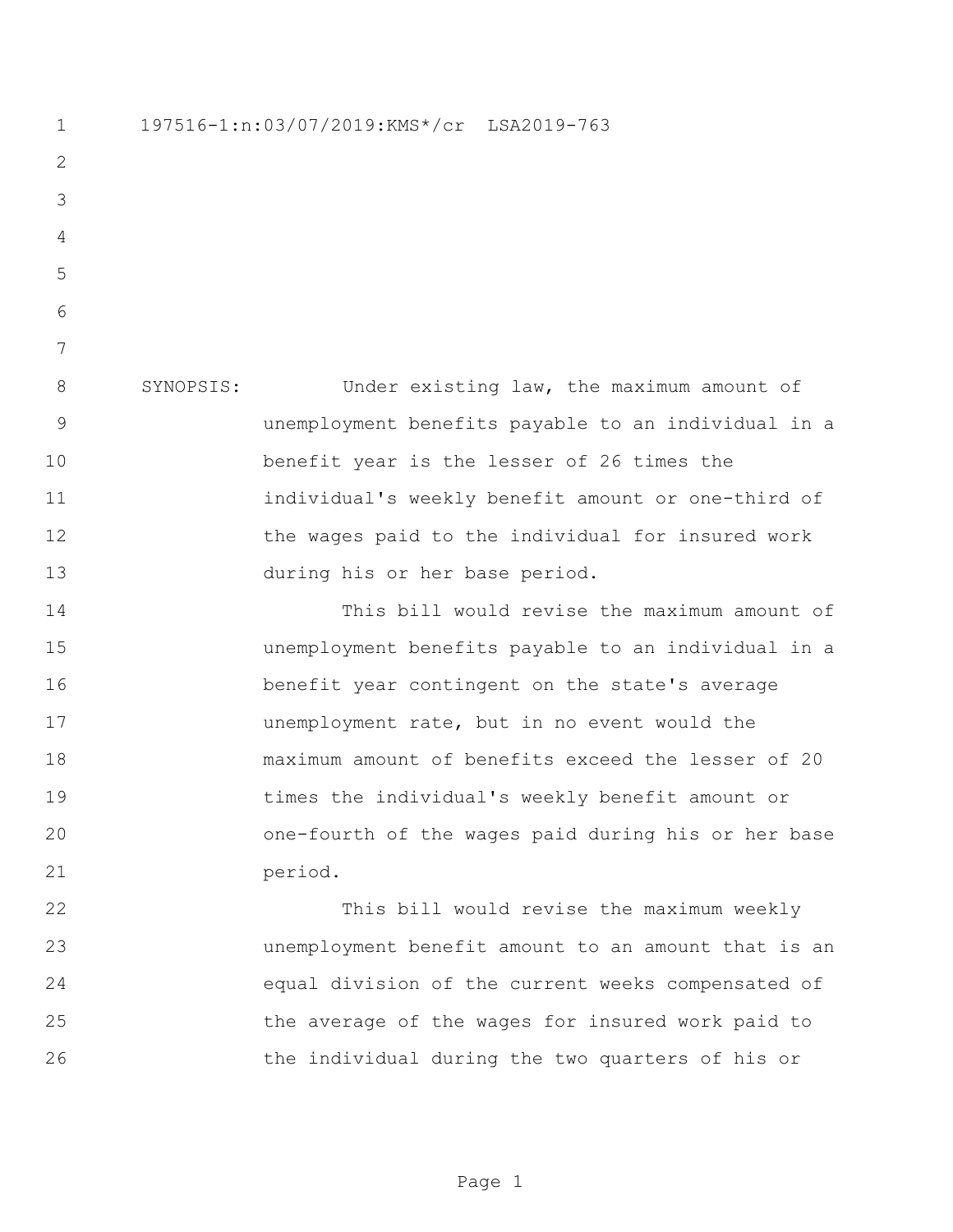197516-1:n:03/07/2019:KMS*/cr LSA2019-763

SYNOPSIS: Under existing law, the maximum amount of unemployment benefits payable to an individual in a benefit year is the lesser of 26 times the individual's weekly benefit amount or one-third of the wages paid to the individual for insured work during his or her base period.

This bill would revise the maximum amount of unemployment benefits payable to an individual in a benefit year contingent on the state's average unemployment rate, but in no event would the maximum amount of benefits exceed the lesser of 20 times the individual's weekly benefit amount or one-fourth of the wages paid during his or her base period.

This bill would revise the maximum weekly unemployment benefit amount to an amount that is an equal division of the current weeks compensated of the average of the wages for insured work paid to the individual during the two quarters of his or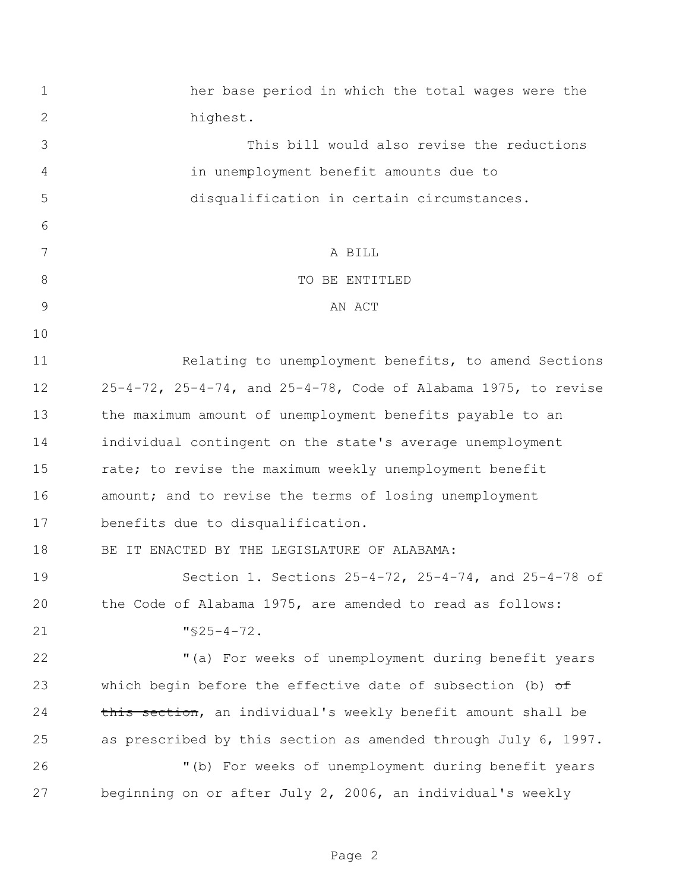her base period in which the total wages were the highest.

This bill would also revise the reductions in unemployment benefit amounts due to disqualification in certain circumstances.

A BILL

TO BE ENTITLED

AN ACT

Relating to unemployment benefits, to amend Sections 25-4-72, 25-4-74, and 25-4-78, Code of Alabama 1975, to revise the maximum amount of unemployment benefits payable to an individual contingent on the state's average unemployment rate; to revise the maximum weekly unemployment benefit amount; and to revise the terms of losing unemployment benefits due to disqualification.

BE IT ENACTED BY THE LEGISLATURE OF ALABAMA:

Section 1. Sections 25-4-72, 25-4-74, and 25-4-78 of the Code of Alabama 1975, are amended to read as follows:

"§25-4-72.

"(a) For weeks of unemployment during benefit years which begin before the effective date of subsection (b) ~~of this section~~, an individual's weekly benefit amount shall be as prescribed by this section as amended through July 6, 1997.

"(b) For weeks of unemployment during benefit years beginning on or after July 2, 2006, an individual's weekly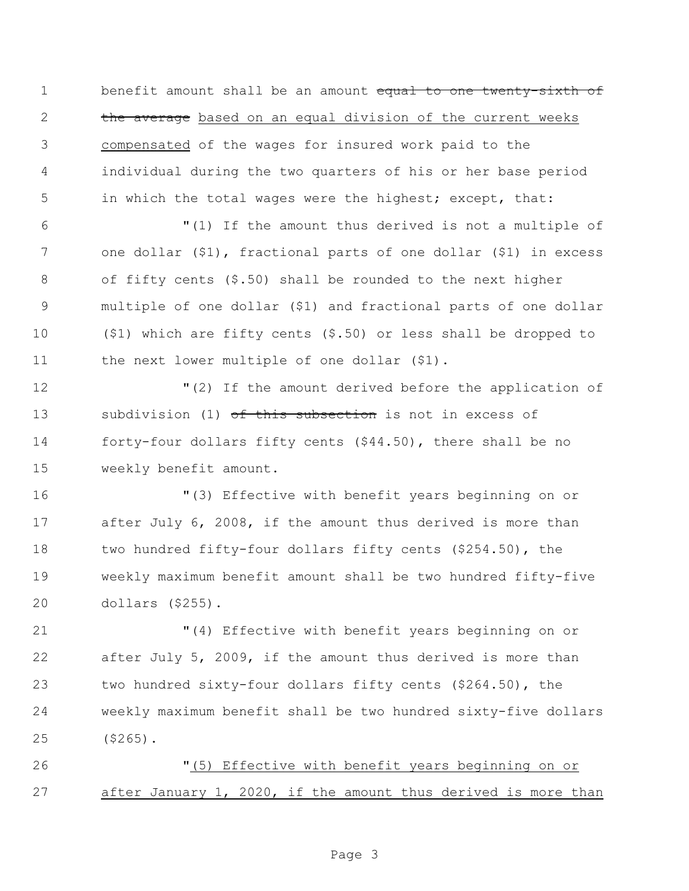benefit amount shall be an amount ~~equal to one twenty-sixth of the average~~ <u>based on an equal division of the current weeks compensated</u> of the wages for insured work paid to the individual during the two quarters of his or her base period in which the total wages were the highest; except, that:

"(1) If the amount thus derived is not a multiple of one dollar ($1), fractional parts of one dollar ($1) in excess of fifty cents ($.50) shall be rounded to the next higher multiple of one dollar ($1) and fractional parts of one dollar ($1) which are fifty cents ($.50) or less shall be dropped to the next lower multiple of one dollar ($1).

"(2) If the amount derived before the application of subdivision (1) ~~of this subsection~~ is not in excess of forty-four dollars fifty cents ($44.50), there shall be no weekly benefit amount.

"(3) Effective with benefit years beginning on or after July 6, 2008, if the amount thus derived is more than two hundred fifty-four dollars fifty cents ($254.50), the weekly maximum benefit amount shall be two hundred fifty-five dollars ($255).

"(4) Effective with benefit years beginning on or after July 5, 2009, if the amount thus derived is more than two hundred sixty-four dollars fifty cents ($264.50), the weekly maximum benefit shall be two hundred sixty-five dollars ($265).

"<u>(5) Effective with benefit years beginning on or after January 1, 2020, if the amount thus derived is more than</u>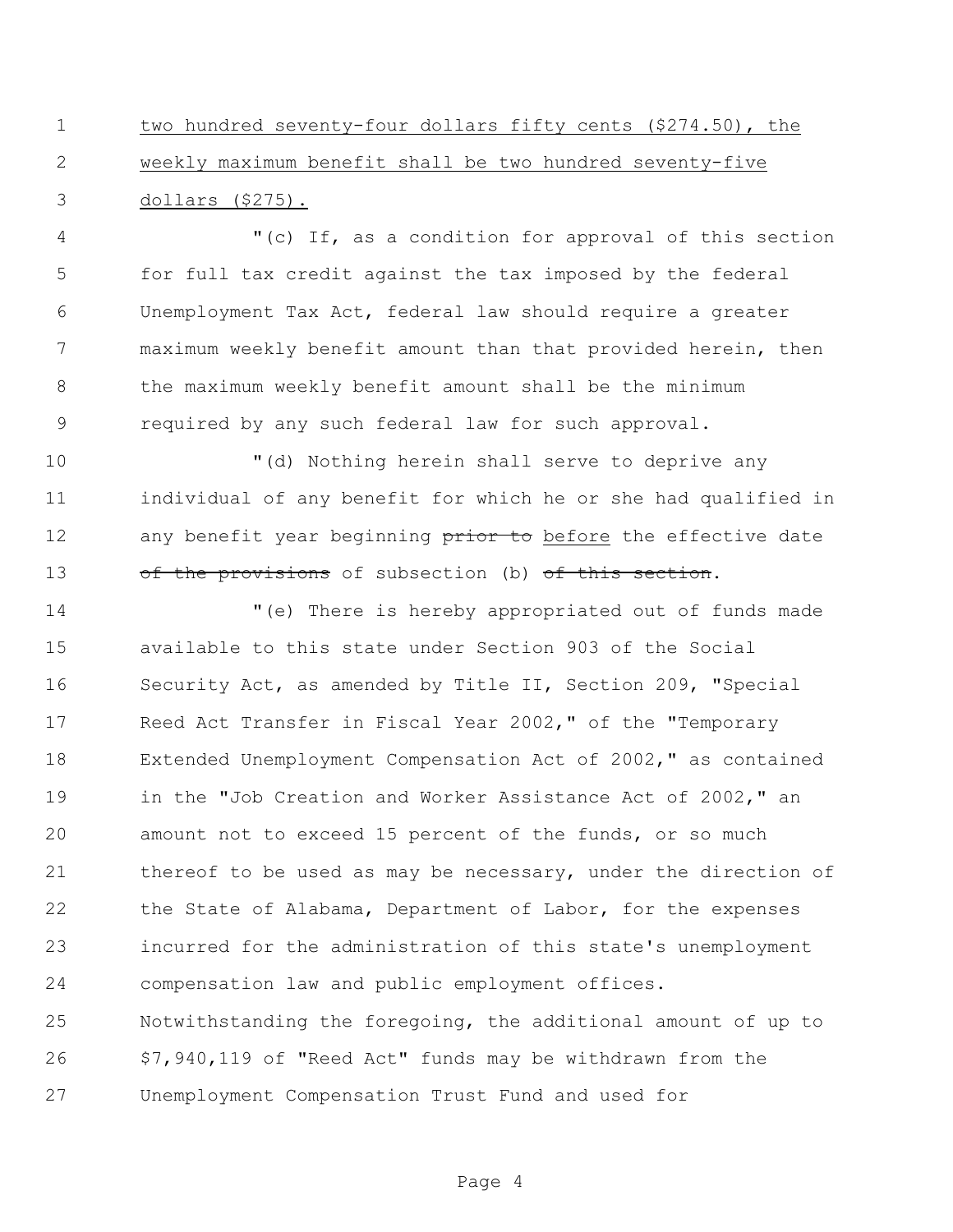<u>two hundred seventy-four dollars fifty cents ($274.50), the weekly maximum benefit shall be two hundred seventy-five dollars ($275).</u>

"(c) If, as a condition for approval of this section for full tax credit against the tax imposed by the federal Unemployment Tax Act, federal law should require a greater maximum weekly benefit amount than that provided herein, then the maximum weekly benefit amount shall be the minimum required by any such federal law for such approval.

"(d) Nothing herein shall serve to deprive any individual of any benefit for which he or she had qualified in any benefit year beginning ~~prior to~~ <u>before</u> the effective date ~~of the provisions~~ of subsection (b) ~~of this section~~.

"(e) There is hereby appropriated out of funds made available to this state under Section 903 of the Social Security Act, as amended by Title II, Section 209, "Special Reed Act Transfer in Fiscal Year 2002," of the "Temporary Extended Unemployment Compensation Act of 2002," as contained in the "Job Creation and Worker Assistance Act of 2002," an amount not to exceed 15 percent of the funds, or so much thereof to be used as may be necessary, under the direction of the State of Alabama, Department of Labor, for the expenses incurred for the administration of this state's unemployment compensation law and public employment offices. Notwithstanding the foregoing, the additional amount of up to $7,940,119 of "Reed Act" funds may be withdrawn from the Unemployment Compensation Trust Fund and used for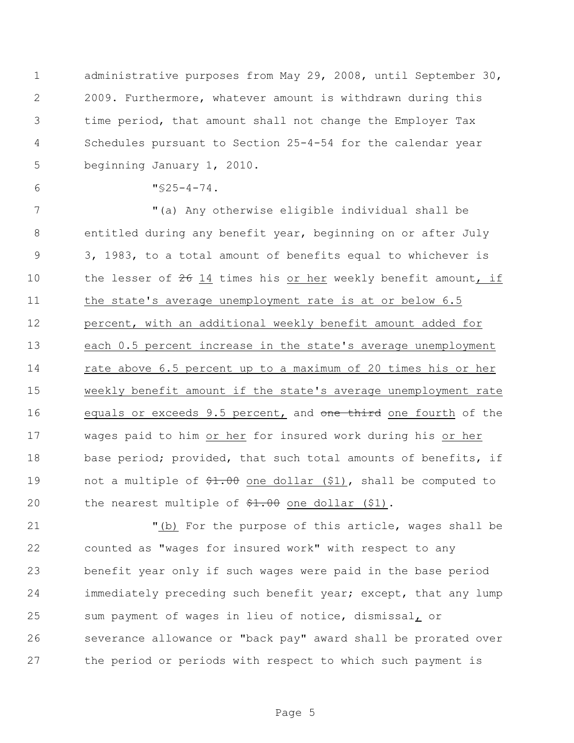administrative purposes from May 29, 2008, until September 30, 2009. Furthermore, whatever amount is withdrawn during this time period, that amount shall not change the Employer Tax Schedules pursuant to Section 25-4-54 for the calendar year beginning January 1, 2010.

"§25-4-74.

"(a) Any otherwise eligible individual shall be entitled during any benefit year, beginning on or after July 3, 1983, to a total amount of benefits equal to whichever is the lesser of ~~26~~ <u>14</u> times his <u>or her</u> weekly benefit amount<u>, if the state's average unemployment rate is at or below 6.5 percent, with an additional weekly benefit amount added for each 0.5 percent increase in the state's average unemployment rate above 6.5 percent up to a maximum of 20 times his or her weekly benefit amount if the state's average unemployment rate equals or exceeds 9.5 percent,</u> and ~~one third~~ <u>one fourth</u> of the wages paid to him <u>or her</u> for insured work during his <u>or her</u> base period; provided, that such total amounts of benefits, if not a multiple of ~~$1.00~~ <u>one dollar ($1)</u>, shall be computed to the nearest multiple of ~~$1.00~~ <u>one dollar ($1)</u>.

"<u>(b)</u> For the purpose of this article, wages shall be counted as "wages for insured work" with respect to any benefit year only if such wages were paid in the base period immediately preceding such benefit year; except, that any lump sum payment of wages in lieu of notice, dismissal<u>,</u> or severance allowance or "back pay" award shall be prorated over the period or periods with respect to which such payment is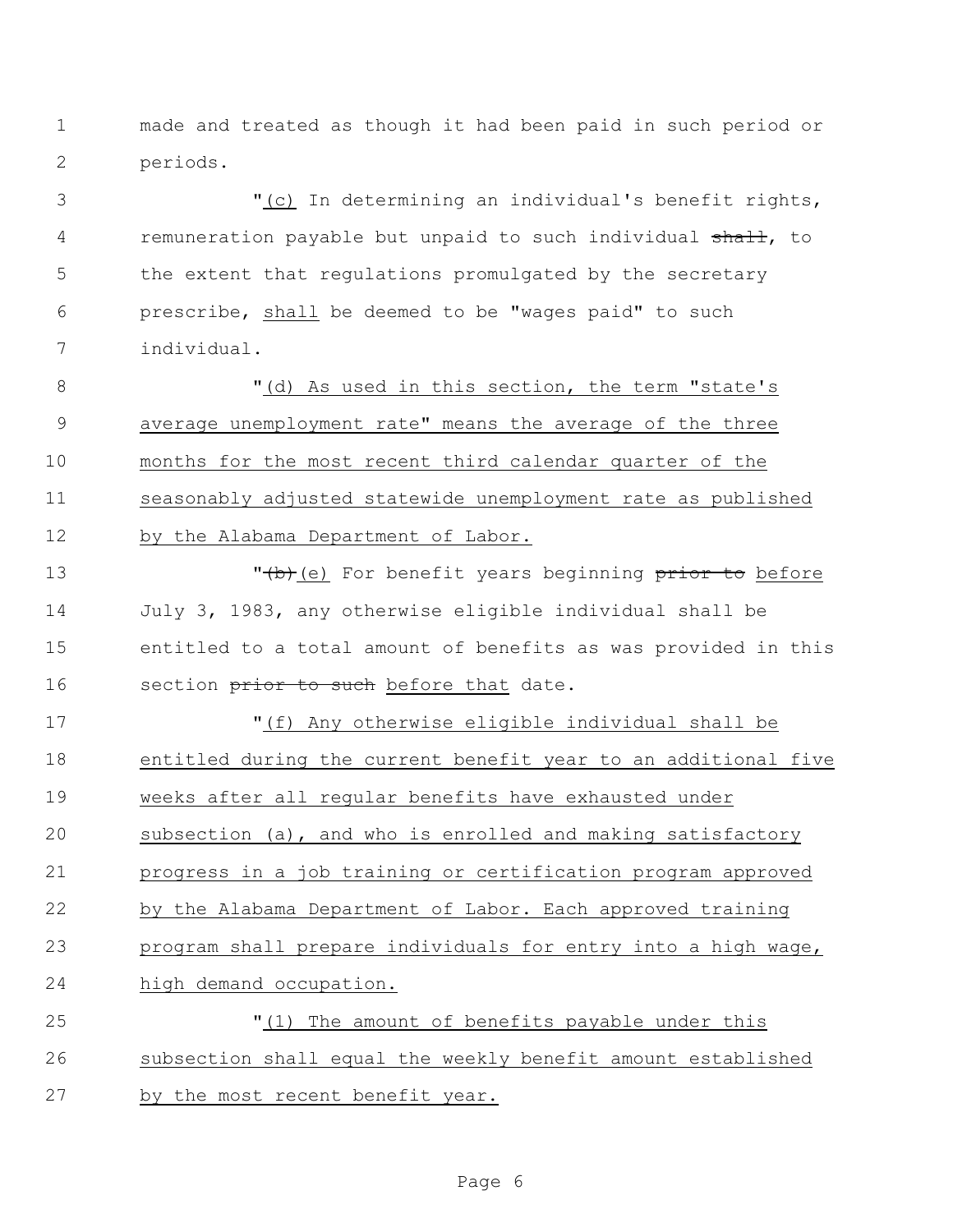made and treated as though it had been paid in such period or periods.

"(c) In determining an individual's benefit rights, remuneration payable but unpaid to such individual ~~shall~~, to the extent that regulations promulgated by the secretary prescribe, shall be deemed to be "wages paid" to such individual.

"(d) As used in this section, the term "state's average unemployment rate" means the average of the three months for the most recent third calendar quarter of the seasonably adjusted statewide unemployment rate as published by the Alabama Department of Labor.

"~~(b)~~(e) For benefit years beginning ~~prior to~~ before July 3, 1983, any otherwise eligible individual shall be entitled to a total amount of benefits as was provided in this section ~~prior to such~~ before that date.

"(f) Any otherwise eligible individual shall be entitled during the current benefit year to an additional five weeks after all regular benefits have exhausted under subsection (a), and who is enrolled and making satisfactory progress in a job training or certification program approved by the Alabama Department of Labor. Each approved training program shall prepare individuals for entry into a high wage, high demand occupation.

"(1) The amount of benefits payable under this subsection shall equal the weekly benefit amount established by the most recent benefit year.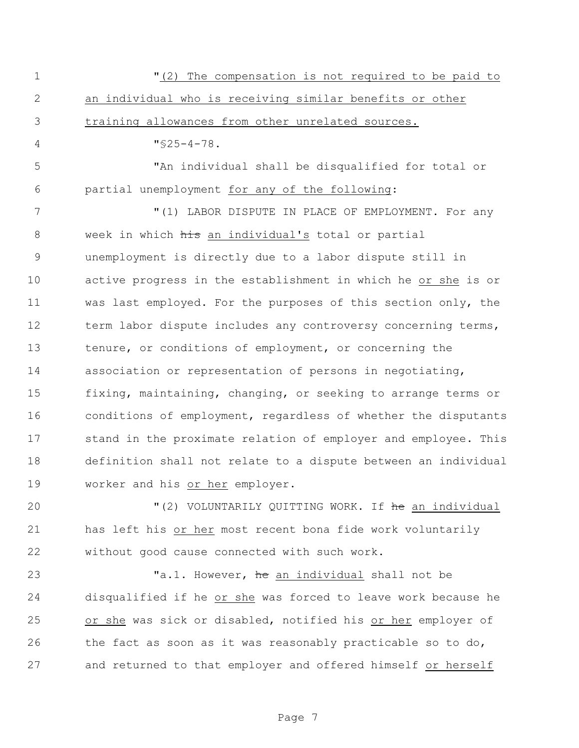"(2) The compensation is not required to be paid to an individual who is receiving similar benefits or other training allowances from other unrelated sources.

"§25-4-78.

"An individual shall be disqualified for total or partial unemployment for any of the following:

"(1) LABOR DISPUTE IN PLACE OF EMPLOYMENT. For any week in which ~~his~~ an individual's total or partial unemployment is directly due to a labor dispute still in active progress in the establishment in which he or she is or was last employed. For the purposes of this section only, the term labor dispute includes any controversy concerning terms, tenure, or conditions of employment, or concerning the association or representation of persons in negotiating, fixing, maintaining, changing, or seeking to arrange terms or conditions of employment, regardless of whether the disputants stand in the proximate relation of employer and employee. This definition shall not relate to a dispute between an individual worker and his or her employer.

"(2) VOLUNTARILY QUITTING WORK. If ~~he~~ an individual has left his or her most recent bona fide work voluntarily without good cause connected with such work.

"a.1. However, ~~he~~ an individual shall not be disqualified if he or she was forced to leave work because he or she was sick or disabled, notified his or her employer of the fact as soon as it was reasonably practicable so to do, and returned to that employer and offered himself or herself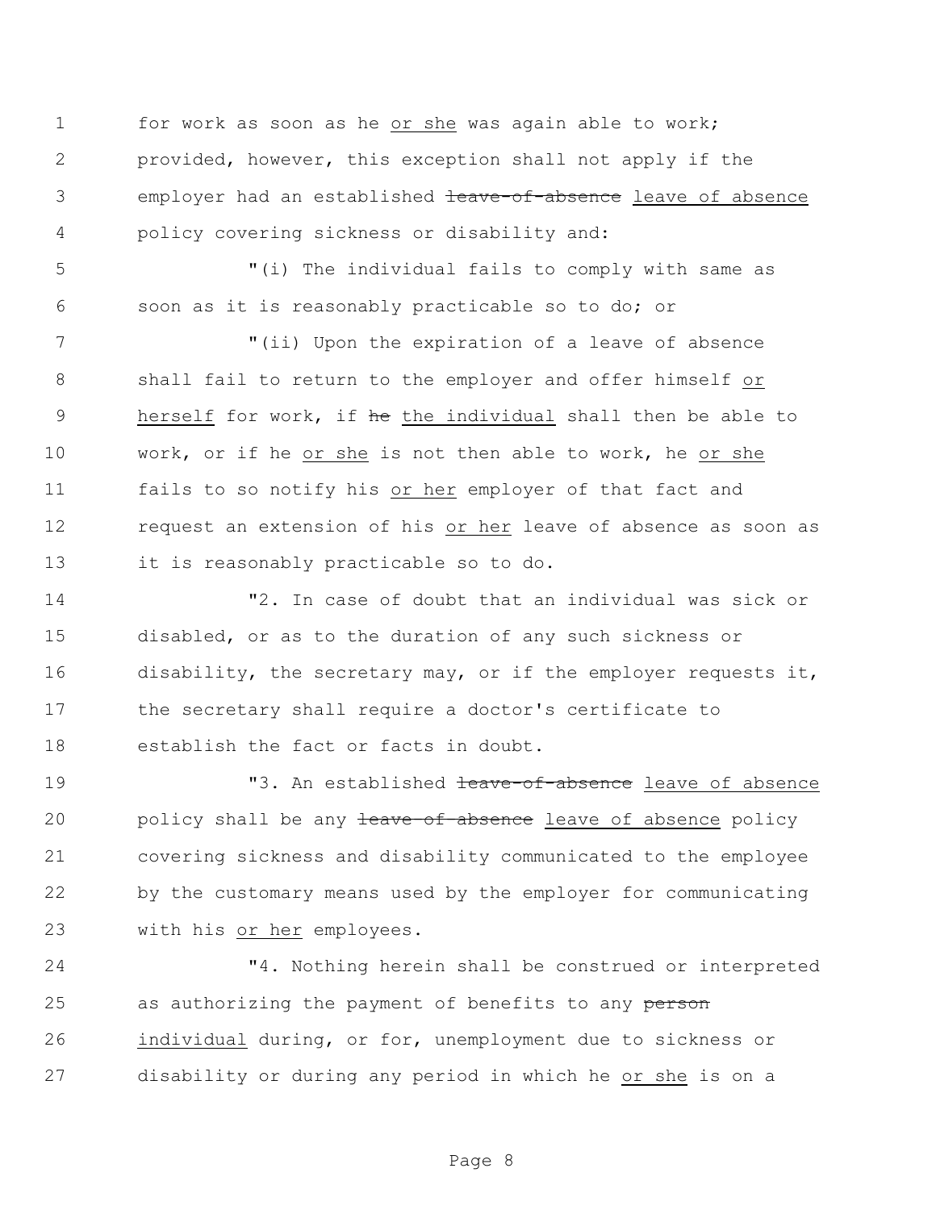for work as soon as he <u>or she</u> was again able to work; provided, however, this exception shall not apply if the employer had an established ~~leave-of-absence~~ <u>leave of absence</u> policy covering sickness or disability and:

"(i) The individual fails to comply with same as soon as it is reasonably practicable so to do; or

"(ii) Upon the expiration of a leave of absence shall fail to return to the employer and offer himself <u>or herself</u> for work, if ~~he~~ <u>the individual</u> shall then be able to work, or if he <u>or she</u> is not then able to work, he <u>or she</u> fails to so notify his <u>or her</u> employer of that fact and request an extension of his <u>or her</u> leave of absence as soon as it is reasonably practicable so to do.

"2. In case of doubt that an individual was sick or disabled, or as to the duration of any such sickness or disability, the secretary may, or if the employer requests it, the secretary shall require a doctor's certificate to establish the fact or facts in doubt.

"3. An established ~~leave-of-absence~~ <u>leave of absence</u> policy shall be any ~~leave-of-absence~~ <u>leave of absence</u> policy covering sickness and disability communicated to the employee by the customary means used by the employer for communicating with his <u>or her</u> employees.

"4. Nothing herein shall be construed or interpreted as authorizing the payment of benefits to any ~~person~~ <u>individual</u> during, or for, unemployment due to sickness or disability or during any period in which he <u>or she</u> is on a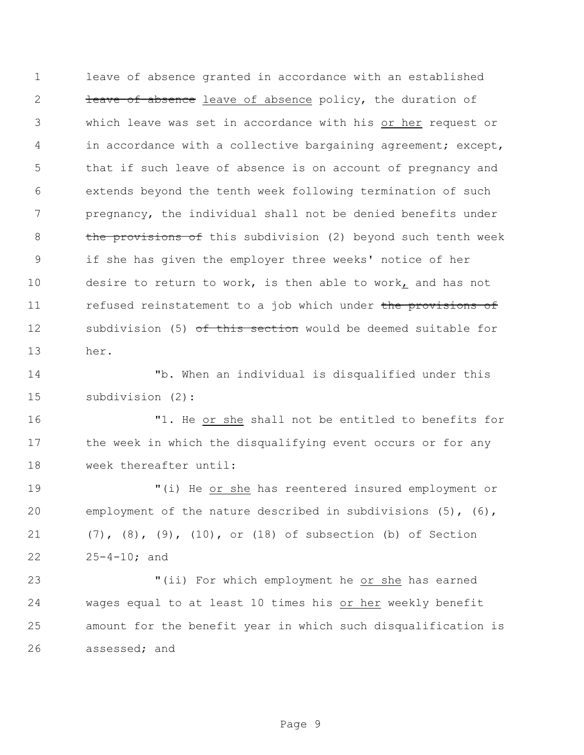leave of absence granted in accordance with an established ~~leave of absence~~ leave of absence policy, the duration of which leave was set in accordance with his or her request or in accordance with a collective bargaining agreement; except, that if such leave of absence is on account of pregnancy and extends beyond the tenth week following termination of such pregnancy, the individual shall not be denied benefits under ~~the provisions of~~ this subdivision (2) beyond such tenth week if she has given the employer three weeks' notice of her desire to return to work, is then able to work, and has not refused reinstatement to a job which under ~~the provisions of~~ subdivision (5) ~~of this section~~ would be deemed suitable for her.

"b. When an individual is disqualified under this subdivision (2):

"1. He or she shall not be entitled to benefits for the week in which the disqualifying event occurs or for any week thereafter until:

"(i) He or she has reentered insured employment or employment of the nature described in subdivisions (5), (6), (7), (8), (9), (10), or (18) of subsection (b) of Section 25-4-10; and

"(ii) For which employment he or she has earned wages equal to at least 10 times his or her weekly benefit amount for the benefit year in which such disqualification is assessed; and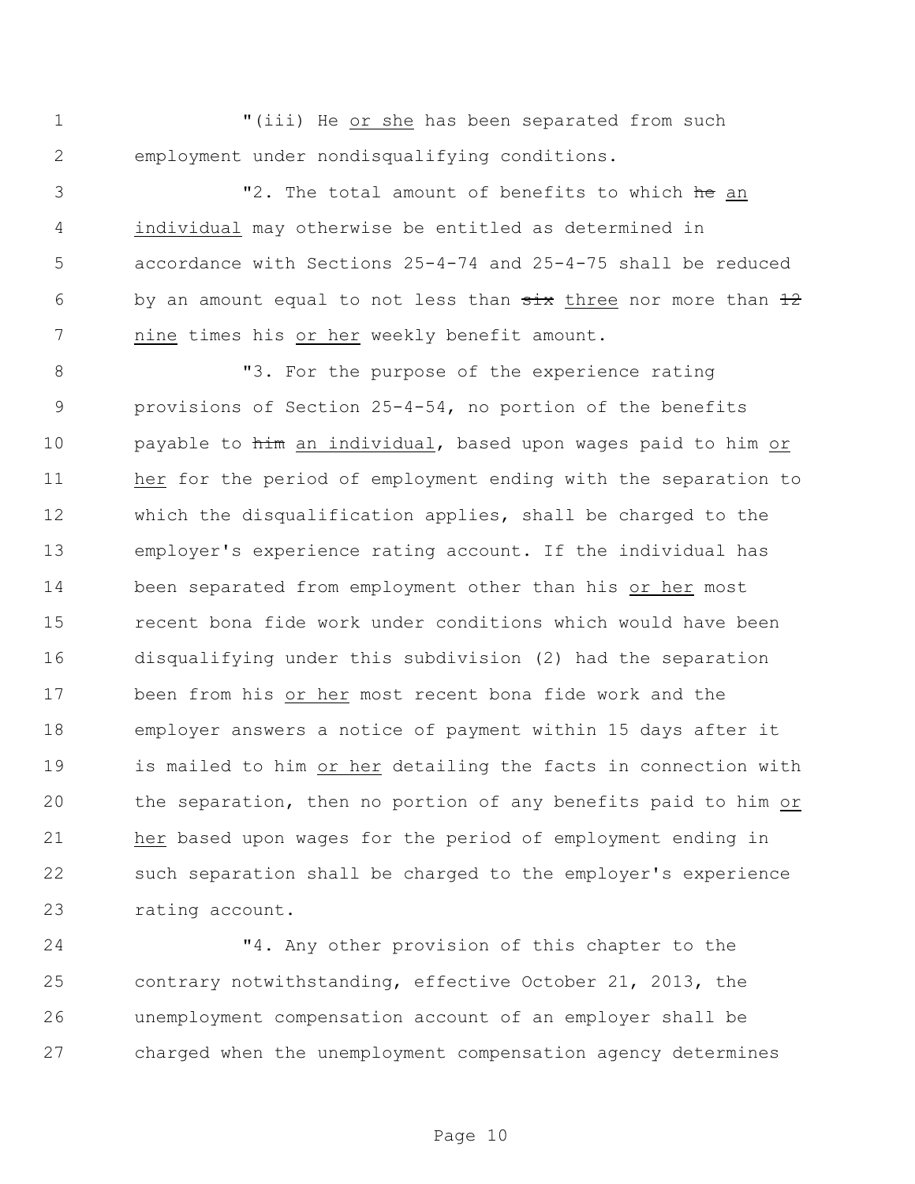"(iii) He <u>or she</u> has been separated from such employment under nondisqualifying conditions.

"2. The total amount of benefits to which ~~he~~ <u>an individual</u> may otherwise be entitled as determined in accordance with Sections 25-4-74 and 25-4-75 shall be reduced by an amount equal to not less than ~~six~~ <u>three</u> nor more than ~~12~~ <u>nine</u> times his <u>or her</u> weekly benefit amount.

"3. For the purpose of the experience rating provisions of Section 25-4-54, no portion of the benefits payable to ~~him~~ <u>an individual</u>, based upon wages paid to him <u>or her</u> for the period of employment ending with the separation to which the disqualification applies, shall be charged to the employer's experience rating account. If the individual has been separated from employment other than his <u>or her</u> most recent bona fide work under conditions which would have been disqualifying under this subdivision (2) had the separation been from his <u>or her</u> most recent bona fide work and the employer answers a notice of payment within 15 days after it is mailed to him <u>or her</u> detailing the facts in connection with the separation, then no portion of any benefits paid to him <u>or her</u> based upon wages for the period of employment ending in such separation shall be charged to the employer's experience rating account.

"4. Any other provision of this chapter to the contrary notwithstanding, effective October 21, 2013, the unemployment compensation account of an employer shall be charged when the unemployment compensation agency determines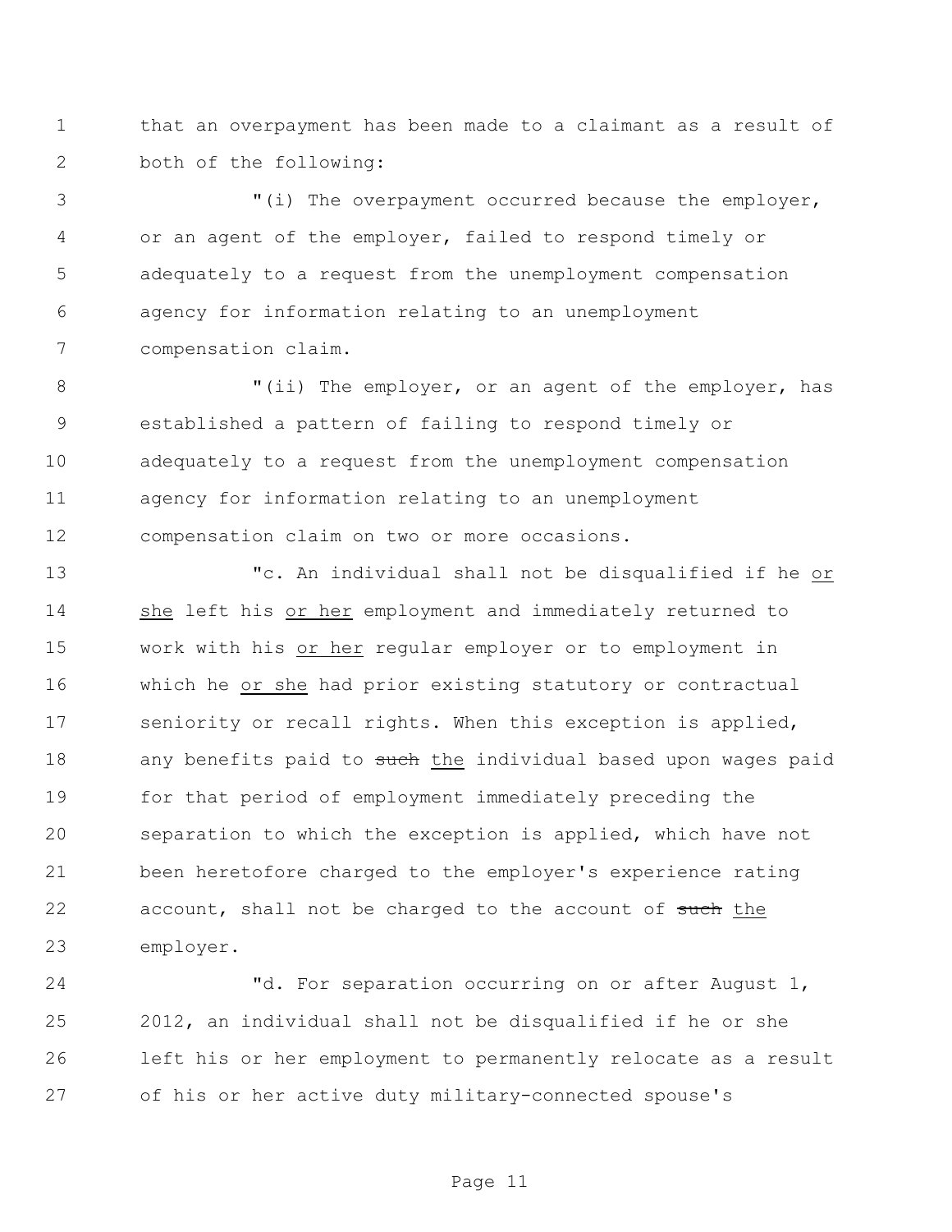that an overpayment has been made to a claimant as a result of both of the following:

"(i) The overpayment occurred because the employer, or an agent of the employer, failed to respond timely or adequately to a request from the unemployment compensation agency for information relating to an unemployment compensation claim.

"(ii) The employer, or an agent of the employer, has established a pattern of failing to respond timely or adequately to a request from the unemployment compensation agency for information relating to an unemployment compensation claim on two or more occasions.

"c. An individual shall not be disqualified if he <u>or she</u> left his <u>or her</u> employment and immediately returned to work with his <u>or her</u> regular employer or to employment in which he <u>or she</u> had prior existing statutory or contractual seniority or recall rights. When this exception is applied, any benefits paid to ~~such~~ <u>the</u> individual based upon wages paid for that period of employment immediately preceding the separation to which the exception is applied, which have not been heretofore charged to the employer's experience rating account, shall not be charged to the account of ~~such~~ <u>the</u> employer.

"d. For separation occurring on or after August 1, 2012, an individual shall not be disqualified if he or she left his or her employment to permanently relocate as a result of his or her active duty military-connected spouse's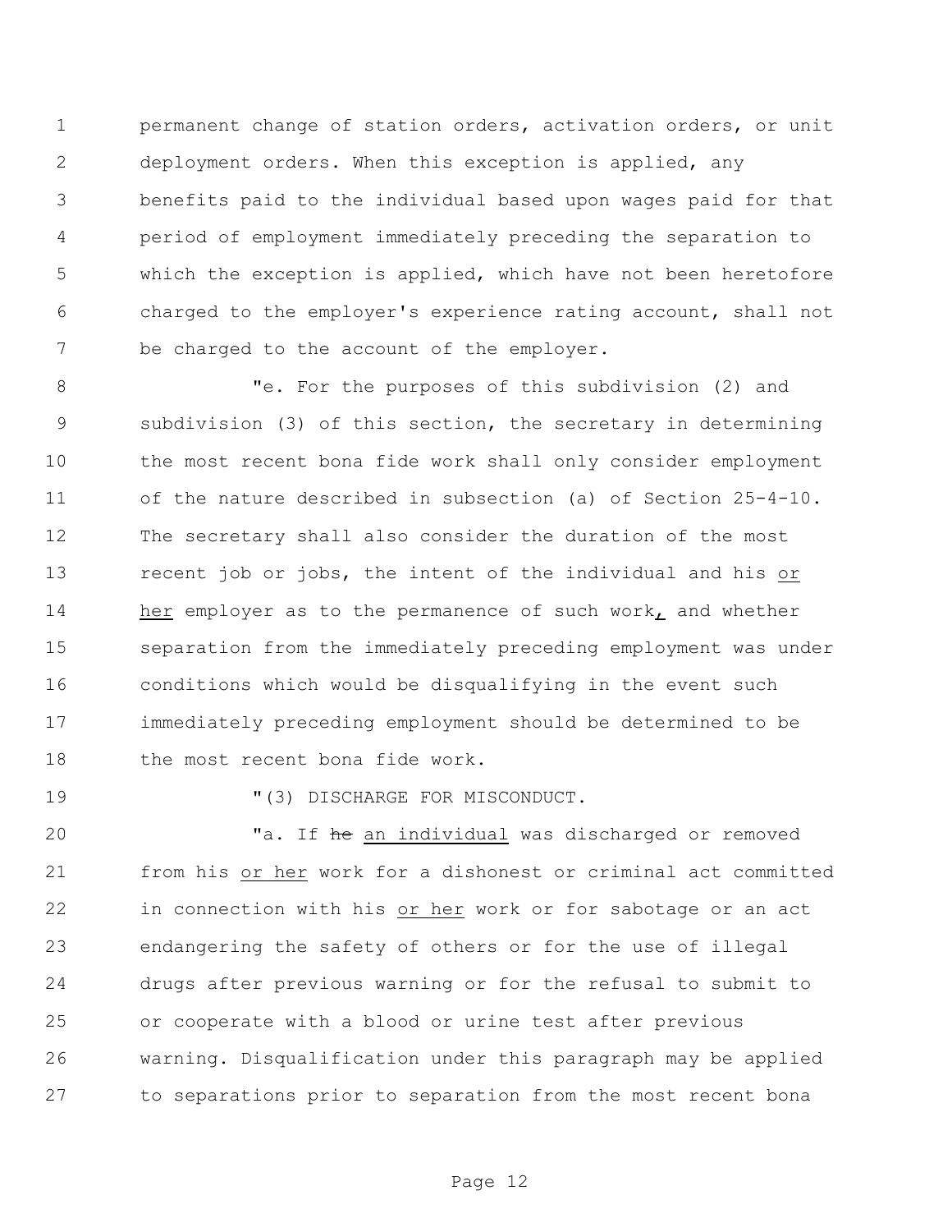permanent change of station orders, activation orders, or unit deployment orders. When this exception is applied, any benefits paid to the individual based upon wages paid for that period of employment immediately preceding the separation to which the exception is applied, which have not been heretofore charged to the employer's experience rating account, shall not be charged to the account of the employer.

"e. For the purposes of this subdivision (2) and subdivision (3) of this section, the secretary in determining the most recent bona fide work shall only consider employment of the nature described in subsection (a) of Section 25-4-10. The secretary shall also consider the duration of the most recent job or jobs, the intent of the individual and his or her employer as to the permanence of such work, and whether separation from the immediately preceding employment was under conditions which would be disqualifying in the event such immediately preceding employment should be determined to be the most recent bona fide work.

"(3) DISCHARGE FOR MISCONDUCT.

"a. If ~~he~~ an individual was discharged or removed from his or her work for a dishonest or criminal act committed in connection with his or her work or for sabotage or an act endangering the safety of others or for the use of illegal drugs after previous warning or for the refusal to submit to or cooperate with a blood or urine test after previous warning. Disqualification under this paragraph may be applied to separations prior to separation from the most recent bona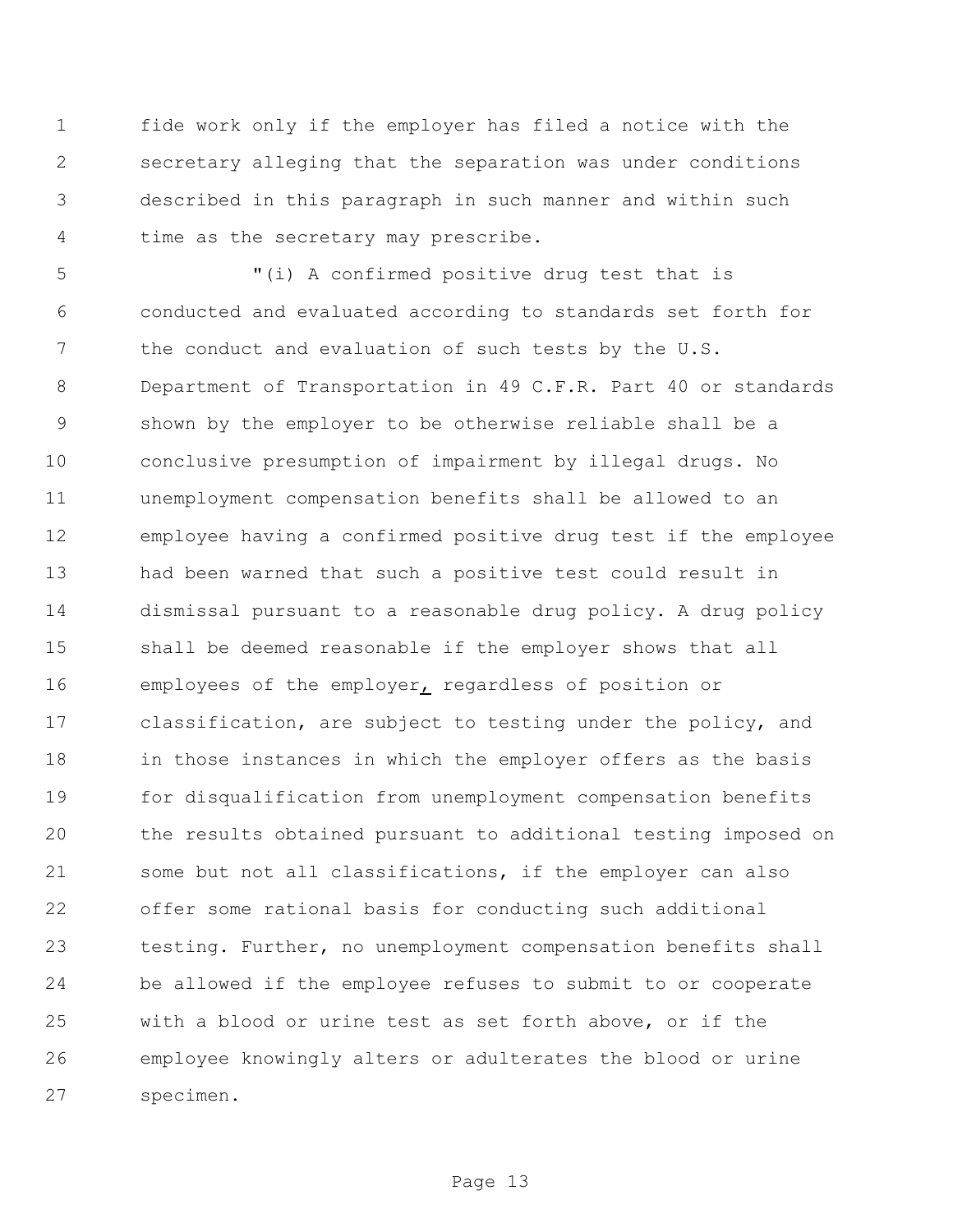fide work only if the employer has filed a notice with the secretary alleging that the separation was under conditions described in this paragraph in such manner and within such time as the secretary may prescribe.

"(i) A confirmed positive drug test that is conducted and evaluated according to standards set forth for the conduct and evaluation of such tests by the U.S. Department of Transportation in 49 C.F.R. Part 40 or standards shown by the employer to be otherwise reliable shall be a conclusive presumption of impairment by illegal drugs. No unemployment compensation benefits shall be allowed to an employee having a confirmed positive drug test if the employee had been warned that such a positive test could result in dismissal pursuant to a reasonable drug policy. A drug policy shall be deemed reasonable if the employer shows that all employees of the employer, regardless of position or classification, are subject to testing under the policy, and in those instances in which the employer offers as the basis for disqualification from unemployment compensation benefits the results obtained pursuant to additional testing imposed on some but not all classifications, if the employer can also offer some rational basis for conducting such additional testing. Further, no unemployment compensation benefits shall be allowed if the employee refuses to submit to or cooperate with a blood or urine test as set forth above, or if the employee knowingly alters or adulterates the blood or urine specimen.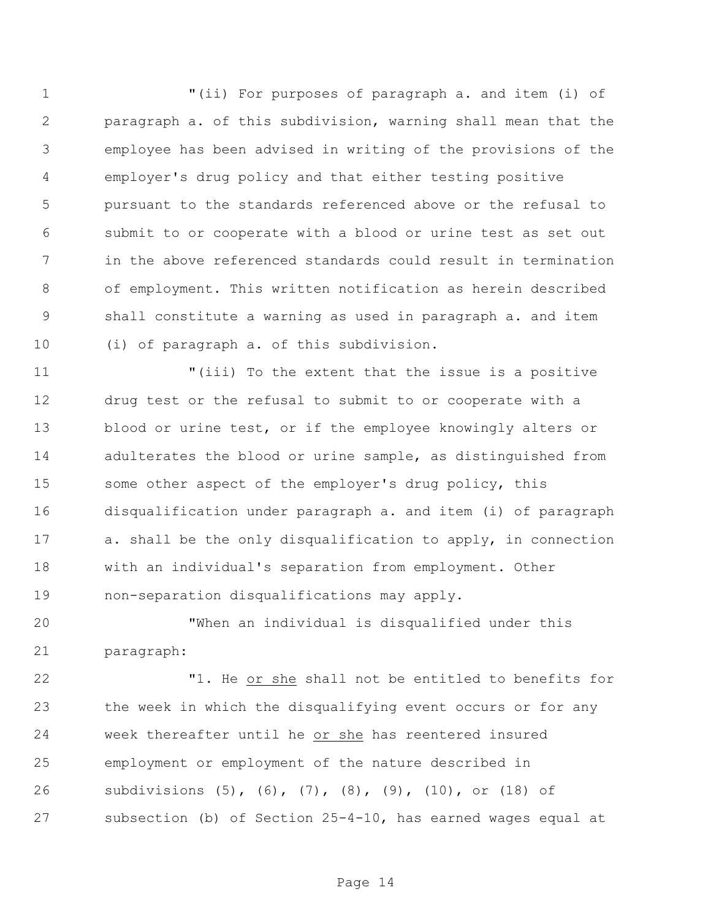"(ii) For purposes of paragraph a. and item (i) of paragraph a. of this subdivision, warning shall mean that the employee has been advised in writing of the provisions of the employer's drug policy and that either testing positive pursuant to the standards referenced above or the refusal to submit to or cooperate with a blood or urine test as set out in the above referenced standards could result in termination of employment. This written notification as herein described shall constitute a warning as used in paragraph a. and item (i) of paragraph a. of this subdivision.

"(iii) To the extent that the issue is a positive drug test or the refusal to submit to or cooperate with a blood or urine test, or if the employee knowingly alters or adulterates the blood or urine sample, as distinguished from some other aspect of the employer's drug policy, this disqualification under paragraph a. and item (i) of paragraph a. shall be the only disqualification to apply, in connection with an individual's separation from employment. Other non-separation disqualifications may apply.

"When an individual is disqualified under this paragraph:

"1. He <u>or she</u> shall not be entitled to benefits for the week in which the disqualifying event occurs or for any week thereafter until he <u>or she</u> has reentered insured employment or employment of the nature described in subdivisions (5), (6), (7), (8), (9), (10), or (18) of subsection (b) of Section 25-4-10, has earned wages equal at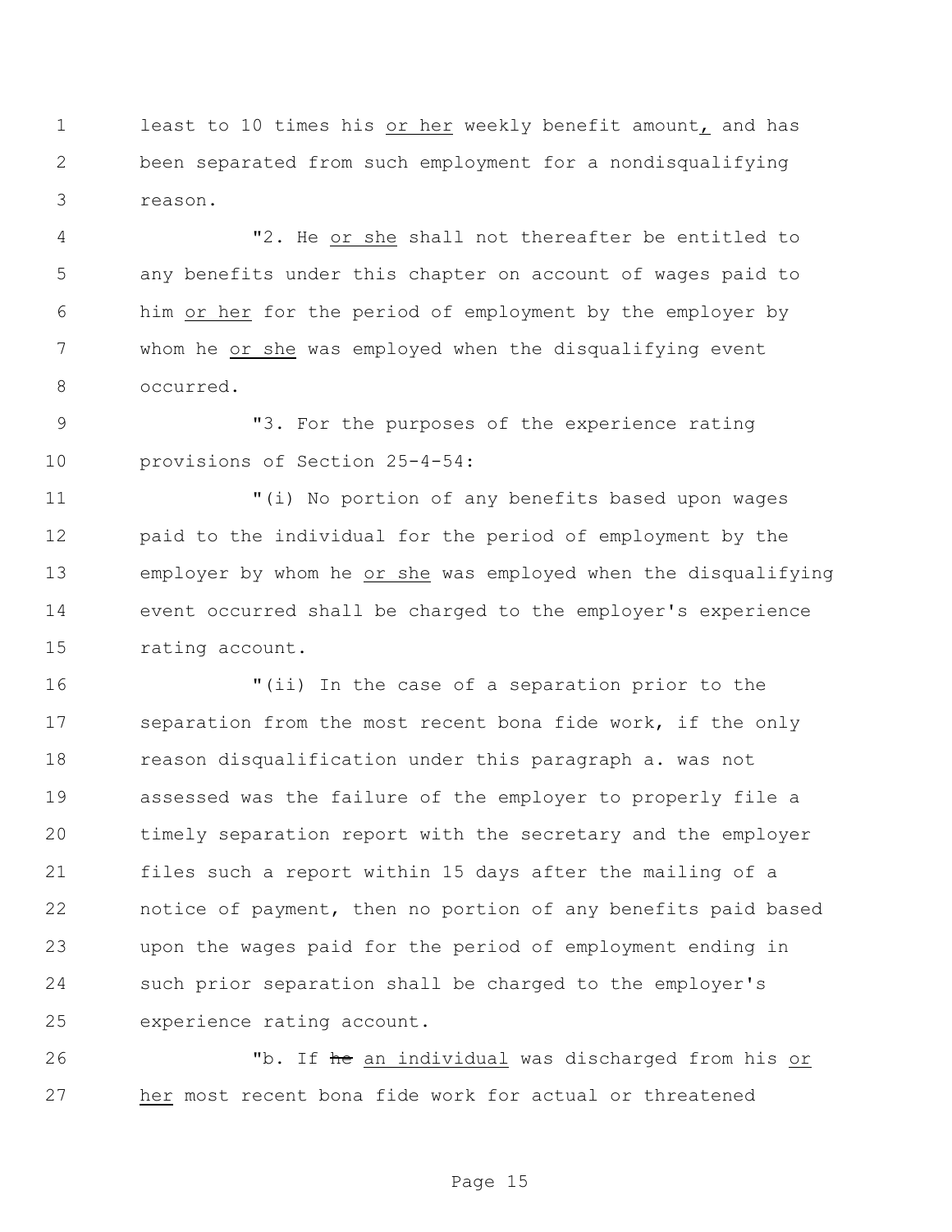least to 10 times his <u>or her</u> weekly benefit amount<u>,</u> and has been separated from such employment for a nondisqualifying reason.

"2. He <u>or she</u> shall not thereafter be entitled to any benefits under this chapter on account of wages paid to him <u>or her</u> for the period of employment by the employer by whom he <u>or she</u> was employed when the disqualifying event occurred.

"3. For the purposes of the experience rating provisions of Section 25-4-54:

"(i) No portion of any benefits based upon wages paid to the individual for the period of employment by the employer by whom he <u>or she</u> was employed when the disqualifying event occurred shall be charged to the employer's experience rating account.

"(ii) In the case of a separation prior to the separation from the most recent bona fide work, if the only reason disqualification under this paragraph a. was not assessed was the failure of the employer to properly file a timely separation report with the secretary and the employer files such a report within 15 days after the mailing of a notice of payment, then no portion of any benefits paid based upon the wages paid for the period of employment ending in such prior separation shall be charged to the employer's experience rating account.

"b. If ~~he~~ <u>an individual</u> was discharged from his <u>or her</u> most recent bona fide work for actual or threatened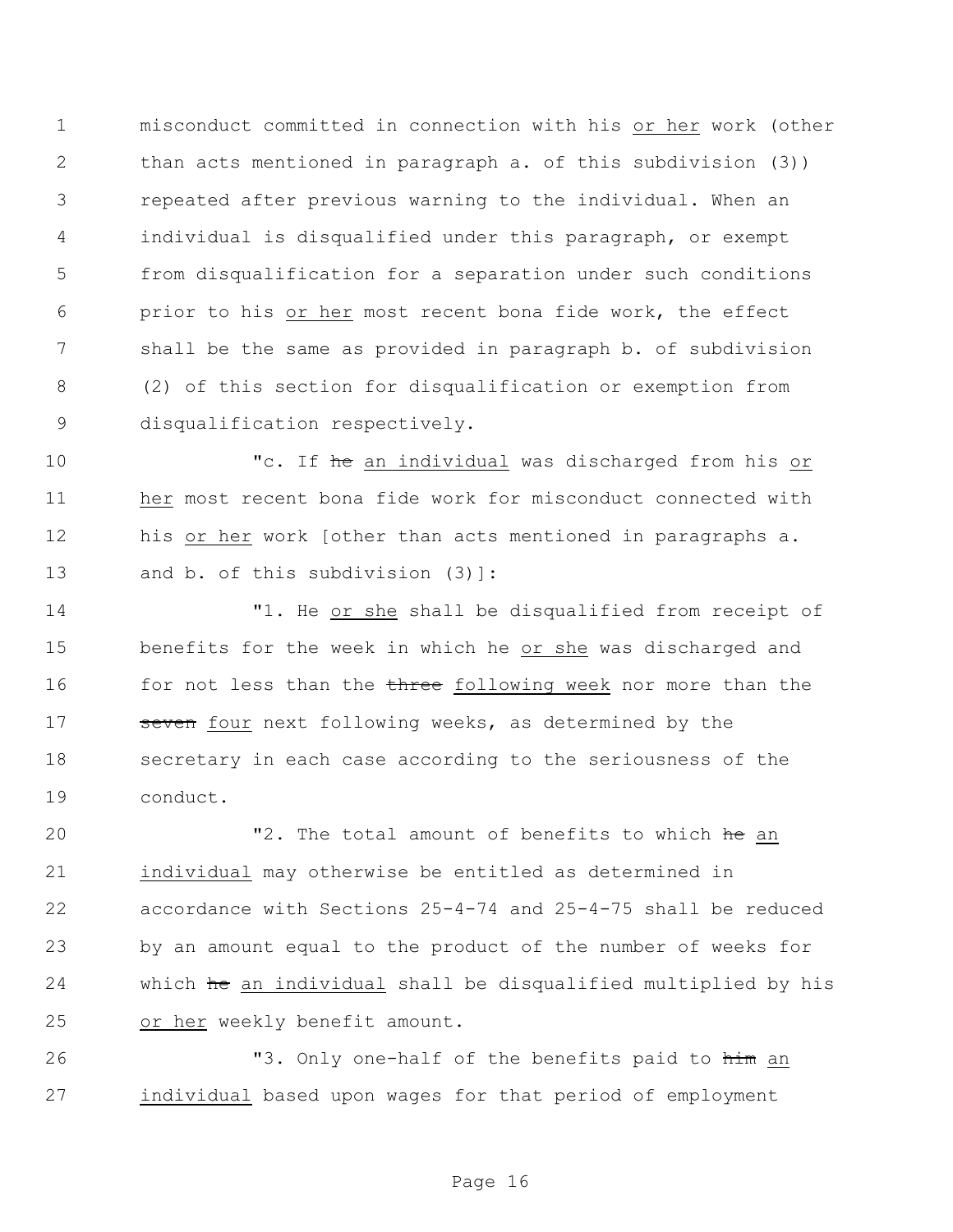misconduct committed in connection with his <u>or her</u> work (other than acts mentioned in paragraph a. of this subdivision (3)) repeated after previous warning to the individual. When an individual is disqualified under this paragraph, or exempt from disqualification for a separation under such conditions prior to his <u>or her</u> most recent bona fide work, the effect shall be the same as provided in paragraph b. of subdivision (2) of this section for disqualification or exemption from disqualification respectively.

"c. If ~~he~~ <u>an individual</u> was discharged from his <u>or her</u> most recent bona fide work for misconduct connected with his <u>or her</u> work [other than acts mentioned in paragraphs a. and b. of this subdivision (3)]:

"1. He <u>or she</u> shall be disqualified from receipt of benefits for the week in which he <u>or she</u> was discharged and for not less than the ~~three~~ <u>following week</u> nor more than the ~~seven~~ <u>four</u> next following weeks, as determined by the secretary in each case according to the seriousness of the conduct.

"2. The total amount of benefits to which ~~he~~ <u>an individual</u> may otherwise be entitled as determined in accordance with Sections 25-4-74 and 25-4-75 shall be reduced by an amount equal to the product of the number of weeks for which ~~he~~ <u>an individual</u> shall be disqualified multiplied by his <u>or her</u> weekly benefit amount.

"3. Only one-half of the benefits paid to ~~him~~ <u>an individual</u> based upon wages for that period of employment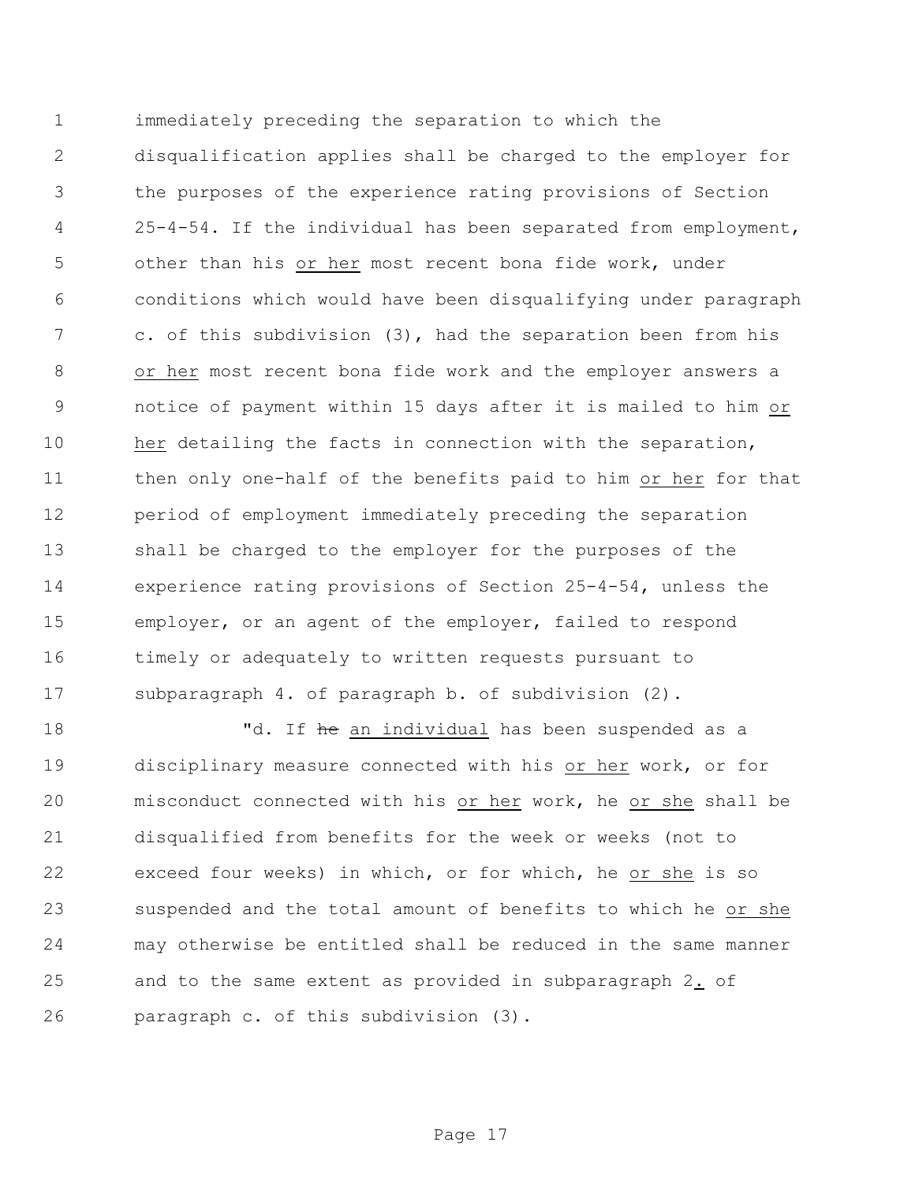immediately preceding the separation to which the disqualification applies shall be charged to the employer for the purposes of the experience rating provisions of Section 25-4-54. If the individual has been separated from employment, other than his <u>or her</u> most recent bona fide work, under conditions which would have been disqualifying under paragraph c. of this subdivision (3), had the separation been from his <u>or her</u> most recent bona fide work and the employer answers a notice of payment within 15 days after it is mailed to him <u>or her</u> detailing the facts in connection with the separation, then only one-half of the benefits paid to him <u>or her</u> for that period of employment immediately preceding the separation shall be charged to the employer for the purposes of the experience rating provisions of Section 25-4-54, unless the employer, or an agent of the employer, failed to respond timely or adequately to written requests pursuant to subparagraph 4. of paragraph b. of subdivision (2).

"d. If ~~he~~ <u>an individual</u> has been suspended as a disciplinary measure connected with his <u>or her</u> work, or for misconduct connected with his <u>or her</u> work, he <u>or she</u> shall be disqualified from benefits for the week or weeks (not to exceed four weeks) in which, or for which, he <u>or she</u> is so suspended and the total amount of benefits to which he <u>or she</u> may otherwise be entitled shall be reduced in the same manner and to the same extent as provided in subparagraph 2<u>.</u> of paragraph c. of this subdivision (3).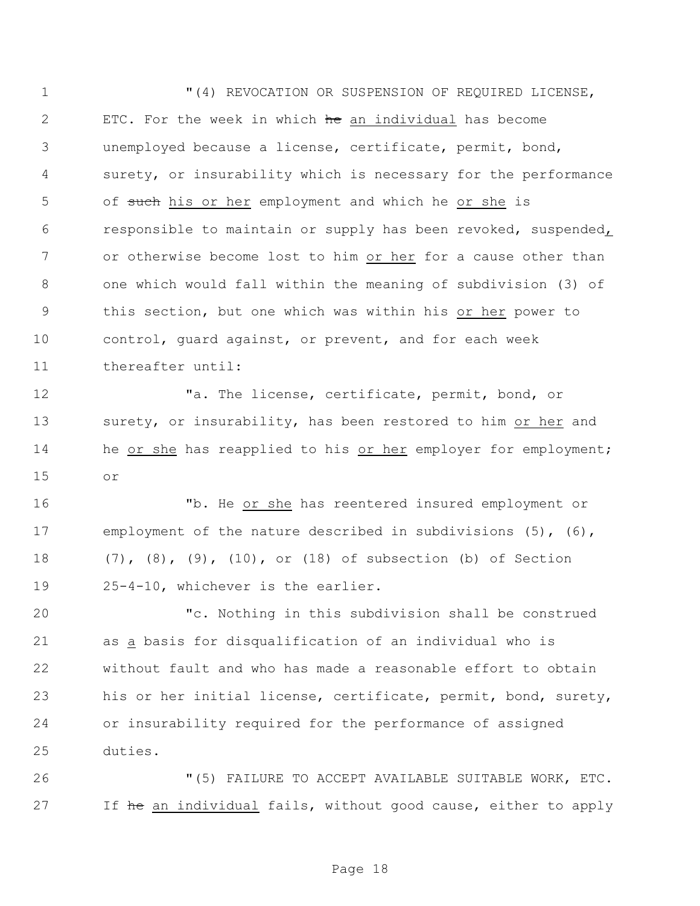"(4) REVOCATION OR SUSPENSION OF REQUIRED LICENSE, ETC. For the week in which ~~he~~ an individual has become unemployed because a license, certificate, permit, bond, surety, or insurability which is necessary for the performance of ~~such~~ his or her employment and which he or she is responsible to maintain or supply has been revoked, suspended, or otherwise become lost to him or her for a cause other than one which would fall within the meaning of subdivision (3) of this section, but one which was within his or her power to control, guard against, or prevent, and for each week thereafter until:

"a. The license, certificate, permit, bond, or surety, or insurability, has been restored to him or her and he or she has reapplied to his or her employer for employment; or

"b. He or she has reentered insured employment or employment of the nature described in subdivisions (5), (6), (7), (8), (9), (10), or (18) of subsection (b) of Section 25-4-10, whichever is the earlier.

"c. Nothing in this subdivision shall be construed as a basis for disqualification of an individual who is without fault and who has made a reasonable effort to obtain his or her initial license, certificate, permit, bond, surety, or insurability required for the performance of assigned duties.

"(5) FAILURE TO ACCEPT AVAILABLE SUITABLE WORK, ETC. If ~~he~~ an individual fails, without good cause, either to apply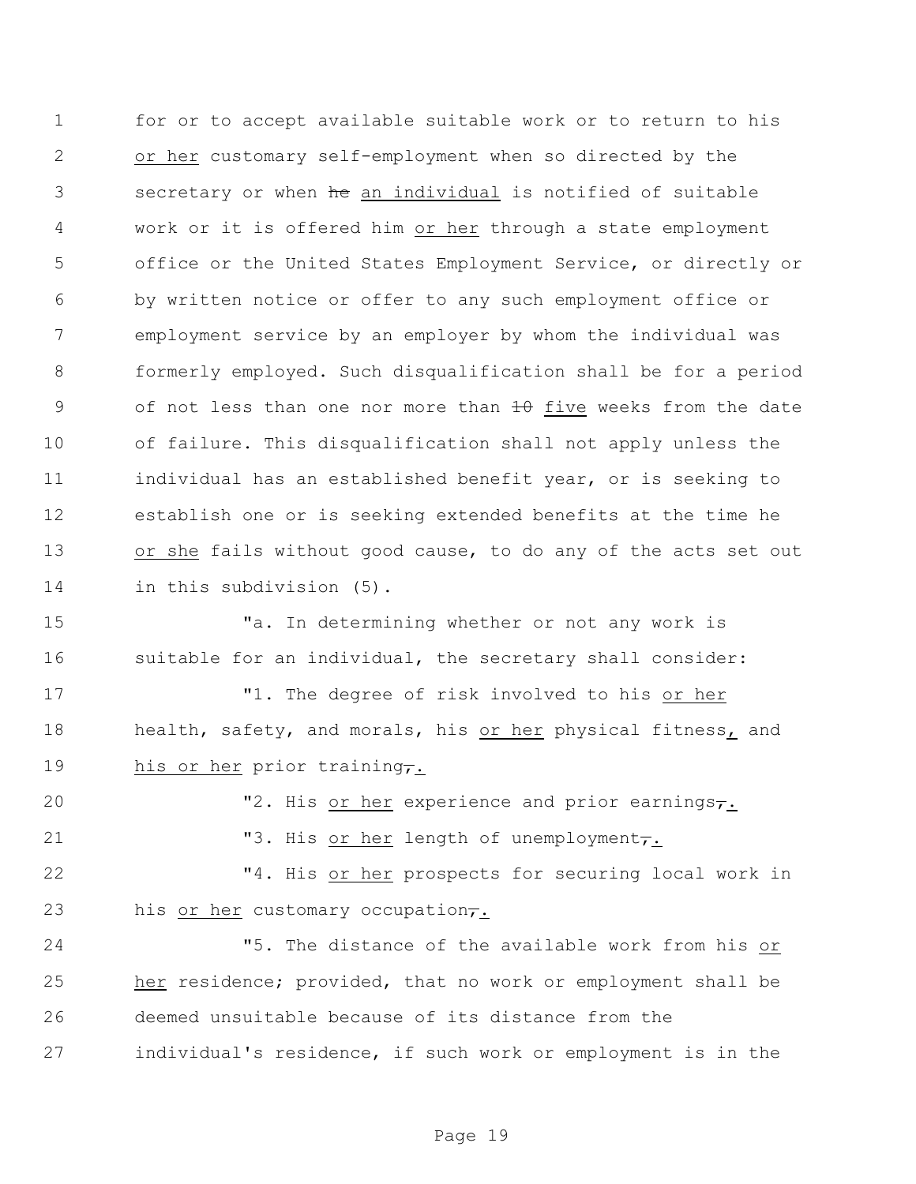for or to accept available suitable work or to return to his or her customary self-employment when so directed by the secretary or when ~~he~~ an individual is notified of suitable work or it is offered him or her through a state employment office or the United States Employment Service, or directly or by written notice or offer to any such employment office or employment service by an employer by whom the individual was formerly employed. Such disqualification shall be for a period of not less than one nor more than ~~10~~ five weeks from the date of failure. This disqualification shall not apply unless the individual has an established benefit year, or is seeking to establish one or is seeking extended benefits at the time he or she fails without good cause, to do any of the acts set out in this subdivision (5).

"a. In determining whether or not any work is suitable for an individual, the secretary shall consider:

"1. The degree of risk involved to his or her health, safety, and morals, his or her physical fitness, and his or her prior training~~,~~.

"2. His or her experience and prior earnings~~,~~.

"3. His or her length of unemployment~~,~~.

"4. His or her prospects for securing local work in his or her customary occupation~~,~~.

"5. The distance of the available work from his or her residence; provided, that no work or employment shall be deemed unsuitable because of its distance from the individual's residence, if such work or employment is in the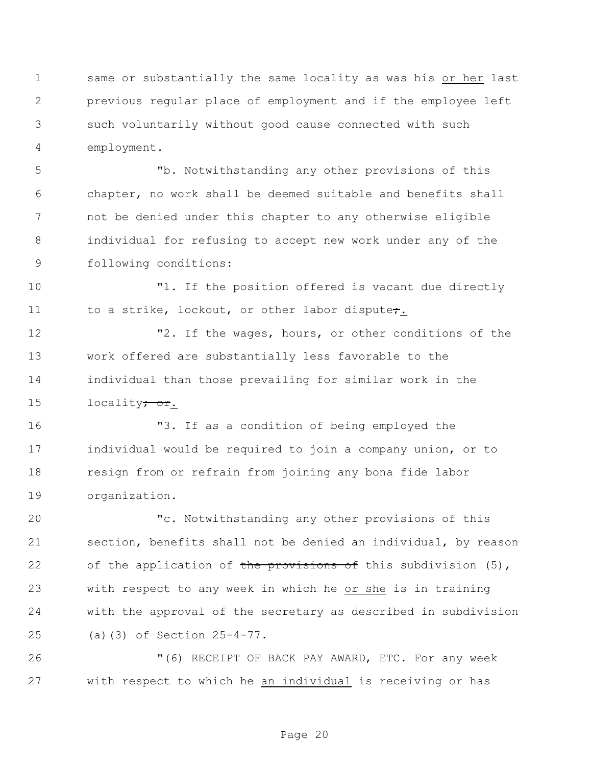same or substantially the same locality as was his <u>or her</u> last previous regular place of employment and if the employee left such voluntarily without good cause connected with such employment.

"b. Notwithstanding any other provisions of this chapter, no work shall be deemed suitable and benefits shall not be denied under this chapter to any otherwise eligible individual for refusing to accept new work under any of the following conditions:

"1. If the position offered is vacant due directly to a strike, lockout, or other labor dispute~~;~~<u>.</u>

"2. If the wages, hours, or other conditions of the work offered are substantially less favorable to the individual than those prevailing for similar work in the locality~~; or~~<u>.</u>

"3. If as a condition of being employed the individual would be required to join a company union, or to resign from or refrain from joining any bona fide labor organization.

"c. Notwithstanding any other provisions of this section, benefits shall not be denied an individual, by reason of the application of ~~the provisions of~~ this subdivision (5), with respect to any week in which he <u>or she</u> is in training with the approval of the secretary as described in subdivision (a)(3) of Section 25-4-77.

"(6) RECEIPT OF BACK PAY AWARD, ETC. For any week with respect to which ~~he~~ <u>an individual</u> is receiving or has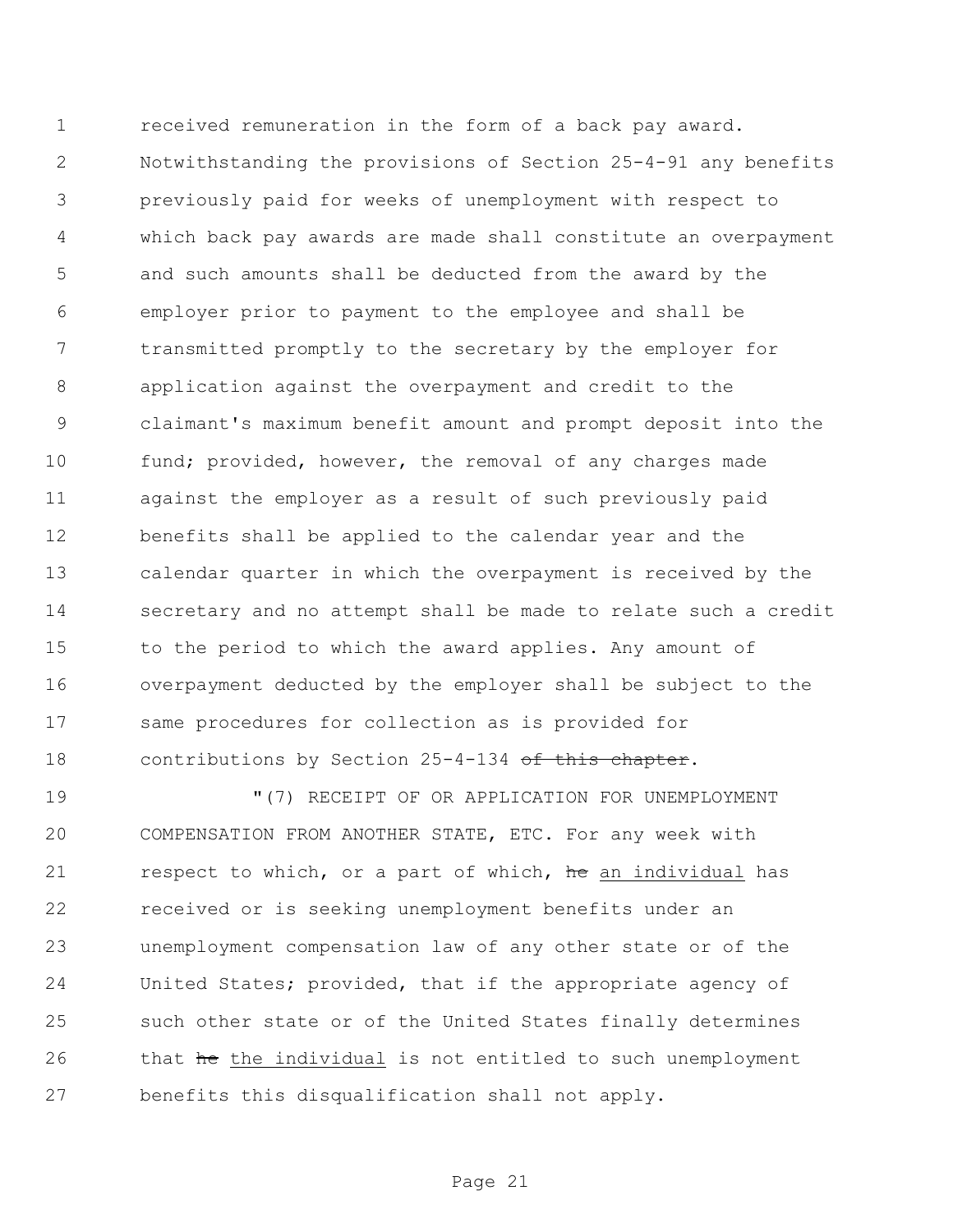received remuneration in the form of a back pay award. Notwithstanding the provisions of Section 25-4-91 any benefits previously paid for weeks of unemployment with respect to which back pay awards are made shall constitute an overpayment and such amounts shall be deducted from the award by the employer prior to payment to the employee and shall be transmitted promptly to the secretary by the employer for application against the overpayment and credit to the claimant's maximum benefit amount and prompt deposit into the fund; provided, however, the removal of any charges made against the employer as a result of such previously paid benefits shall be applied to the calendar year and the calendar quarter in which the overpayment is received by the secretary and no attempt shall be made to relate such a credit to the period to which the award applies. Any amount of overpayment deducted by the employer shall be subject to the same procedures for collection as is provided for contributions by Section 25-4-134 ~~of this chapter~~.

"(7) RECEIPT OF OR APPLICATION FOR UNEMPLOYMENT COMPENSATION FROM ANOTHER STATE, ETC. For any week with respect to which, or a part of which, ~~he~~ an individual has received or is seeking unemployment benefits under an unemployment compensation law of any other state or of the United States; provided, that if the appropriate agency of such other state or of the United States finally determines that ~~he~~ the individual is not entitled to such unemployment benefits this disqualification shall not apply.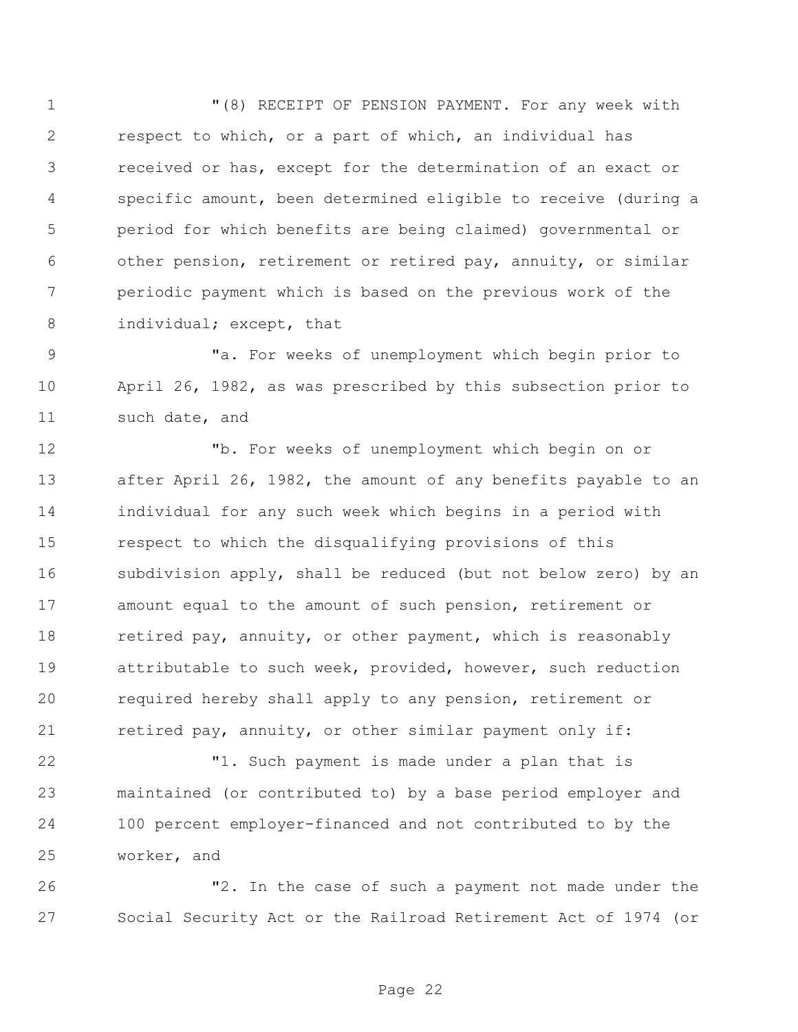"(8) RECEIPT OF PENSION PAYMENT. For any week with respect to which, or a part of which, an individual has received or has, except for the determination of an exact or specific amount, been determined eligible to receive (during a period for which benefits are being claimed) governmental or other pension, retirement or retired pay, annuity, or similar periodic payment which is based on the previous work of the individual; except, that

"a. For weeks of unemployment which begin prior to April 26, 1982, as was prescribed by this subsection prior to such date, and

"b. For weeks of unemployment which begin on or after April 26, 1982, the amount of any benefits payable to an individual for any such week which begins in a period with respect to which the disqualifying provisions of this subdivision apply, shall be reduced (but not below zero) by an amount equal to the amount of such pension, retirement or retired pay, annuity, or other payment, which is reasonably attributable to such week, provided, however, such reduction required hereby shall apply to any pension, retirement or retired pay, annuity, or other similar payment only if:

"1. Such payment is made under a plan that is maintained (or contributed to) by a base period employer and 100 percent employer-financed and not contributed to by the worker, and

"2. In the case of such a payment not made under the Social Security Act or the Railroad Retirement Act of 1974 (or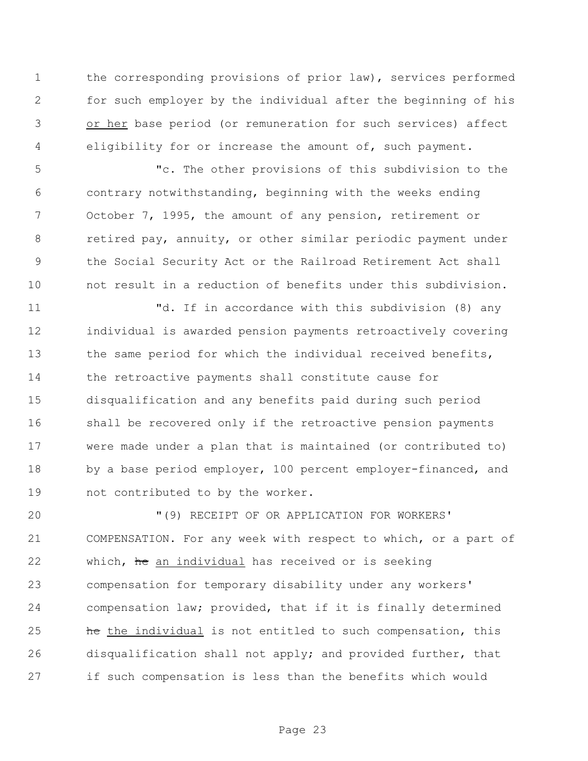the corresponding provisions of prior law), services performed for such employer by the individual after the beginning of his or her base period (or remuneration for such services) affect eligibility for or increase the amount of, such payment.

"c. The other provisions of this subdivision to the contrary notwithstanding, beginning with the weeks ending October 7, 1995, the amount of any pension, retirement or retired pay, annuity, or other similar periodic payment under the Social Security Act or the Railroad Retirement Act shall not result in a reduction of benefits under this subdivision.

"d. If in accordance with this subdivision (8) any individual is awarded pension payments retroactively covering the same period for which the individual received benefits, the retroactive payments shall constitute cause for disqualification and any benefits paid during such period shall be recovered only if the retroactive pension payments were made under a plan that is maintained (or contributed to) by a base period employer, 100 percent employer-financed, and not contributed to by the worker.

"(9) RECEIPT OF OR APPLICATION FOR WORKERS' COMPENSATION. For any week with respect to which, or a part of which, ~~he~~ an individual has received or is seeking compensation for temporary disability under any workers' compensation law; provided, that if it is finally determined ~~he~~ the individual is not entitled to such compensation, this disqualification shall not apply; and provided further, that if such compensation is less than the benefits which would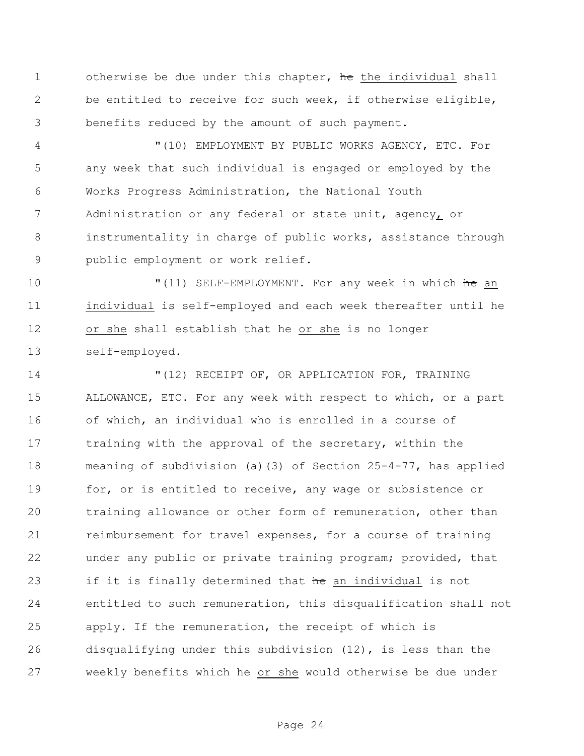otherwise be due under this chapter, ~~he~~ the individual shall be entitled to receive for such week, if otherwise eligible, benefits reduced by the amount of such payment.

"(10) EMPLOYMENT BY PUBLIC WORKS AGENCY, ETC. For any week that such individual is engaged or employed by the Works Progress Administration, the National Youth Administration or any federal or state unit, agency, or instrumentality in charge of public works, assistance through public employment or work relief.

"(11) SELF-EMPLOYMENT. For any week in which ~~he~~ an individual is self-employed and each week thereafter until he or she shall establish that he or she is no longer self-employed.

"(12) RECEIPT OF, OR APPLICATION FOR, TRAINING ALLOWANCE, ETC. For any week with respect to which, or a part of which, an individual who is enrolled in a course of training with the approval of the secretary, within the meaning of subdivision (a)(3) of Section 25-4-77, has applied for, or is entitled to receive, any wage or subsistence or training allowance or other form of remuneration, other than reimbursement for travel expenses, for a course of training under any public or private training program; provided, that if it is finally determined that ~~he~~ an individual is not entitled to such remuneration, this disqualification shall not apply. If the remuneration, the receipt of which is disqualifying under this subdivision (12), is less than the weekly benefits which he or she would otherwise be due under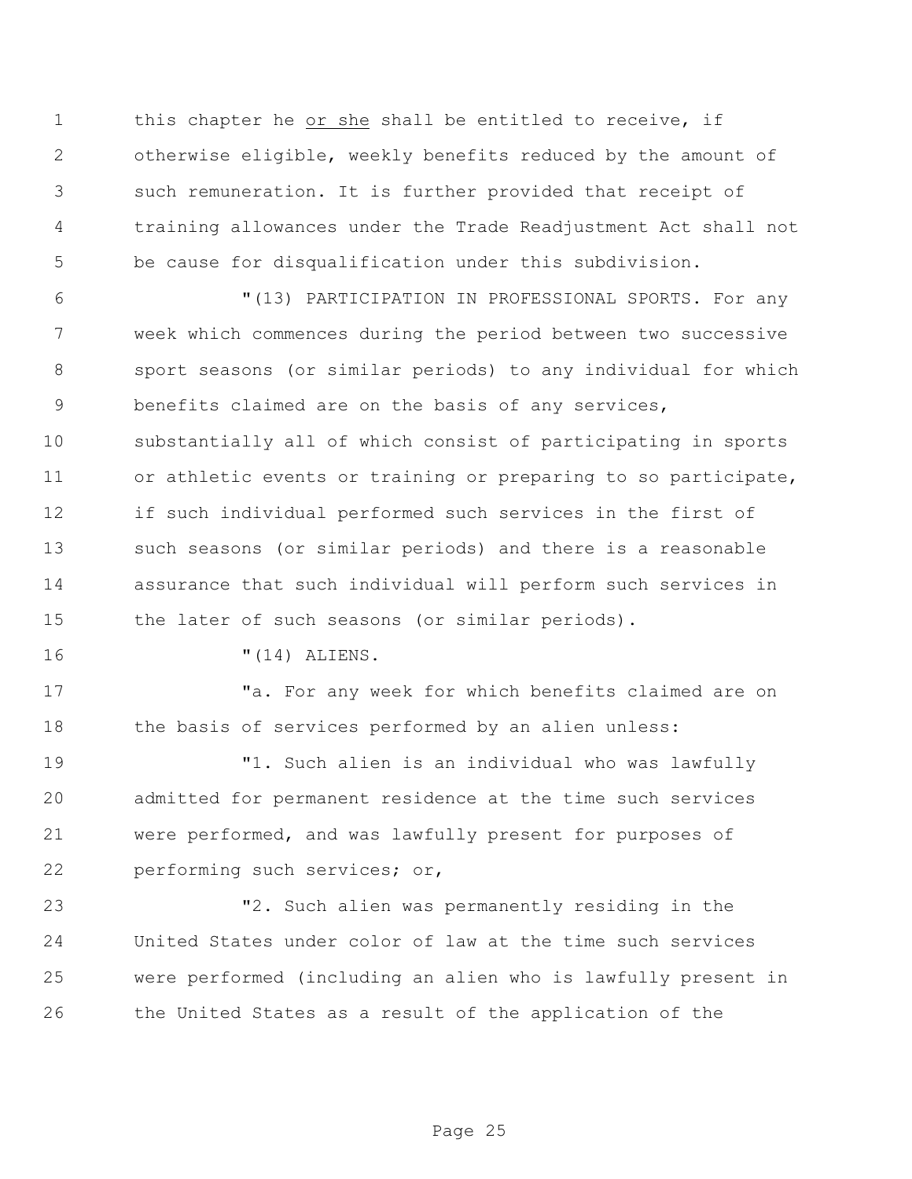this chapter he <u>or she</u> shall be entitled to receive, if otherwise eligible, weekly benefits reduced by the amount of such remuneration. It is further provided that receipt of training allowances under the Trade Readjustment Act shall not be cause for disqualification under this subdivision.

"(13) PARTICIPATION IN PROFESSIONAL SPORTS. For any week which commences during the period between two successive sport seasons (or similar periods) to any individual for which benefits claimed are on the basis of any services, substantially all of which consist of participating in sports or athletic events or training or preparing to so participate, if such individual performed such services in the first of such seasons (or similar periods) and there is a reasonable assurance that such individual will perform such services in the later of such seasons (or similar periods).

"(14) ALIENS.

"a. For any week for which benefits claimed are on the basis of services performed by an alien unless:

"1. Such alien is an individual who was lawfully admitted for permanent residence at the time such services were performed, and was lawfully present for purposes of performing such services; or,

"2. Such alien was permanently residing in the United States under color of law at the time such services were performed (including an alien who is lawfully present in the United States as a result of the application of the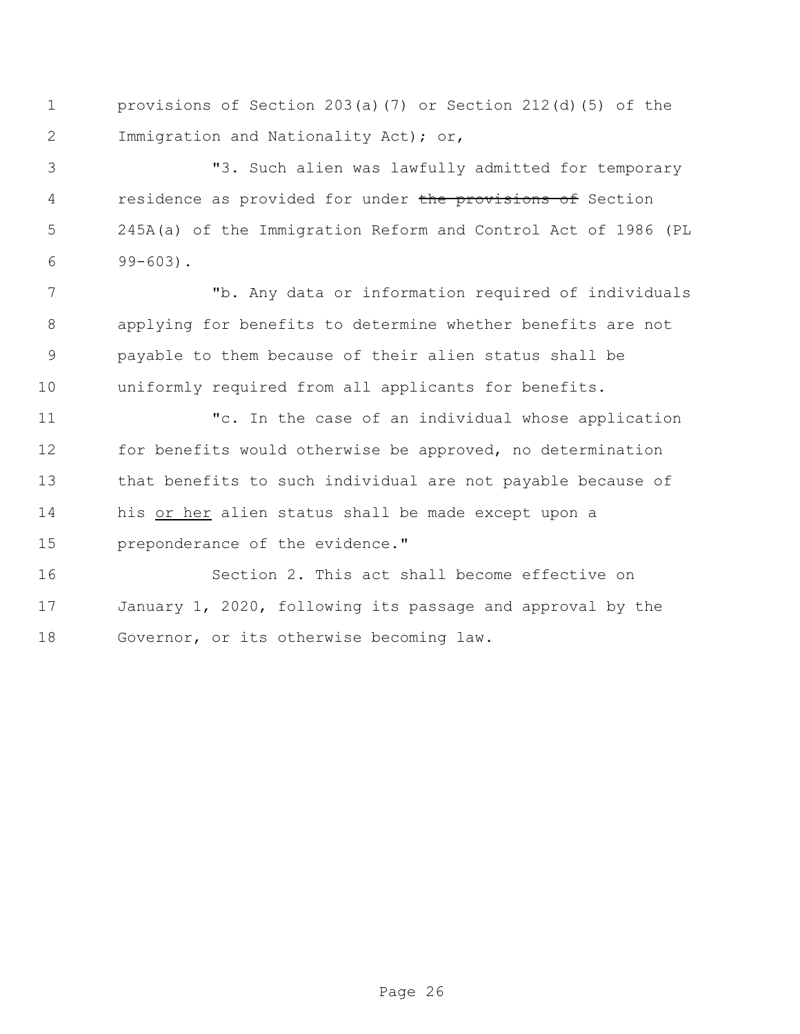provisions of Section 203(a)(7) or Section 212(d)(5) of the Immigration and Nationality Act); or,

"3. Such alien was lawfully admitted for temporary residence as provided for under ~~the provisions of~~ Section 245A(a) of the Immigration Reform and Control Act of 1986 (PL 99-603).

"b. Any data or information required of individuals applying for benefits to determine whether benefits are not payable to them because of their alien status shall be uniformly required from all applicants for benefits.

"c. In the case of an individual whose application for benefits would otherwise be approved, no determination that benefits to such individual are not payable because of his <u>or her</u> alien status shall be made except upon a preponderance of the evidence."

Section 2. This act shall become effective on January 1, 2020, following its passage and approval by the Governor, or its otherwise becoming law.